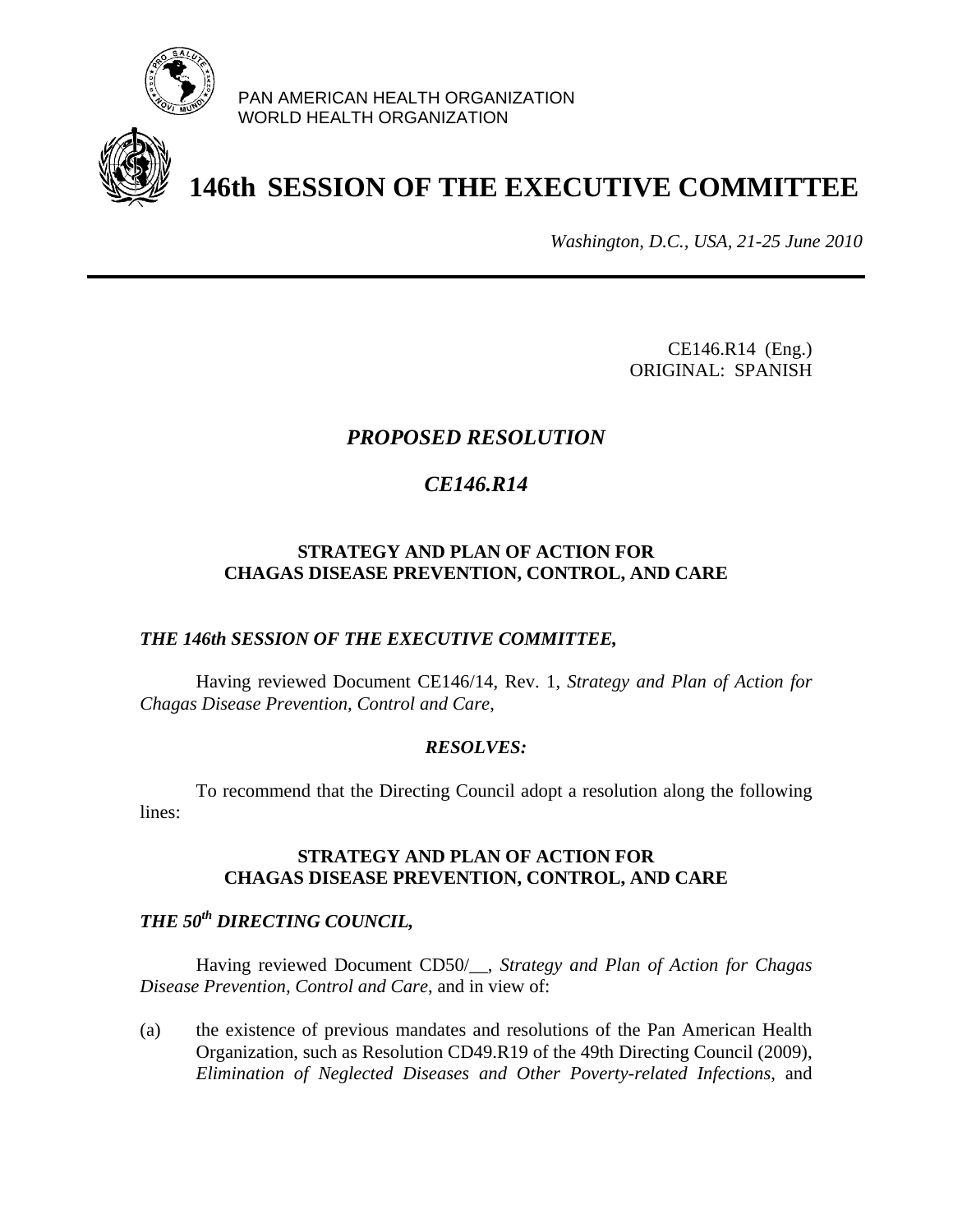PAN AMERICAN HEALTH ORGANIZATION
WORLD HEALTH ORGANIZATION

# 146th SESSION OF THE EXECUTIVE COMMITTEE

*Washington, D.C., USA, 21-25 June 2010*

---

CE146.R14 (Eng.)
ORIGINAL: SPANISH

## *PROPOSED RESOLUTION*

## *CE146.R14*

### STRATEGY AND PLAN OF ACTION FOR CHAGAS DISEASE PREVENTION, CONTROL, AND CARE

***THE 146th SESSION OF THE EXECUTIVE COMMITTEE,***

Having reviewed Document CE146/14, Rev. 1, *Strategy and Plan of Action for Chagas Disease Prevention, Control and Care*,

***RESOLVES:***

To recommend that the Directing Council adopt a resolution along the following lines:

### STRATEGY AND PLAN OF ACTION FOR CHAGAS DISEASE PREVENTION, CONTROL, AND CARE

***THE 50th DIRECTING COUNCIL,***

Having reviewed Document CD50/__, *Strategy and Plan of Action for Chagas Disease Prevention, Control and Care*, and in view of:

(a) the existence of previous mandates and resolutions of the Pan American Health Organization, such as Resolution CD49.R19 of the 49th Directing Council (2009), *Elimination of Neglected Diseases and Other Poverty-related Infections*, and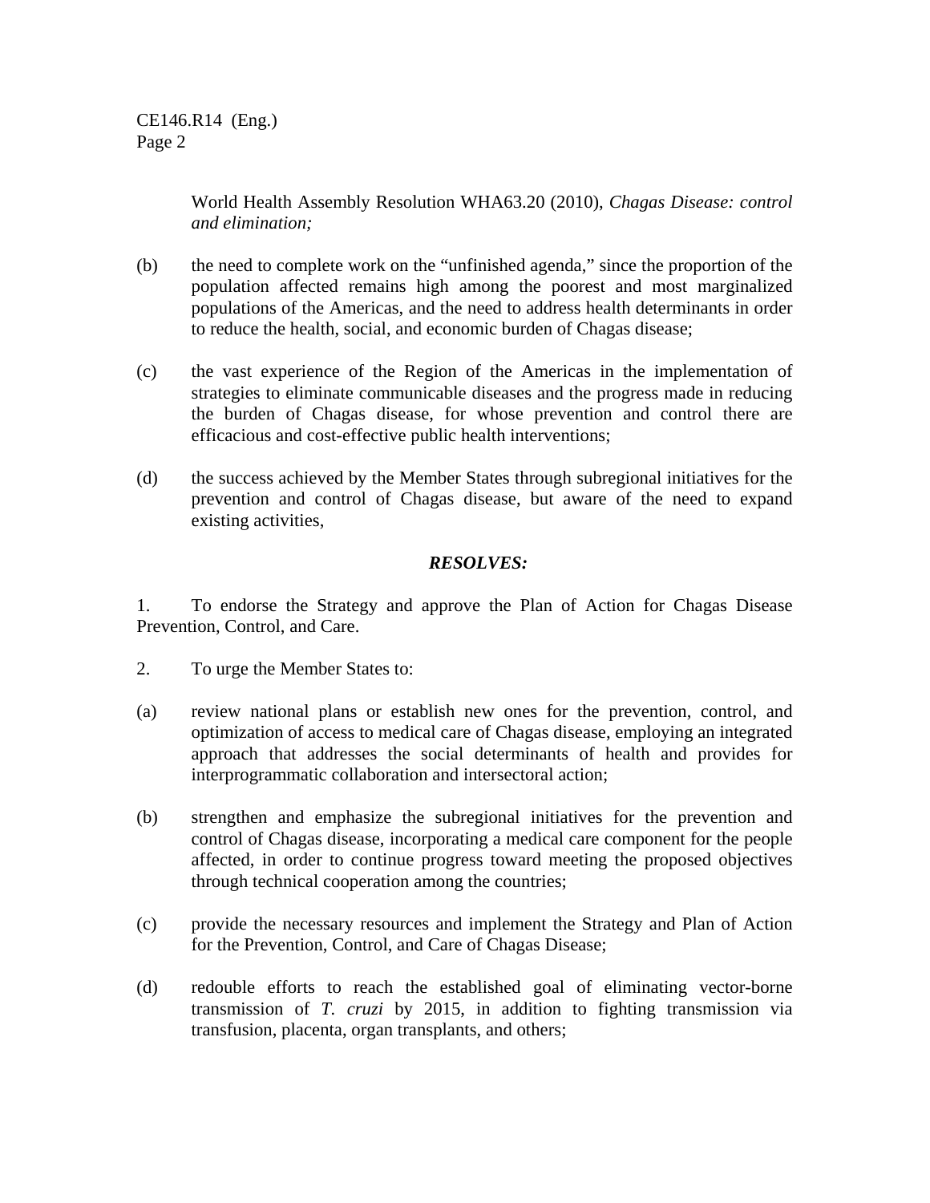World Health Assembly Resolution WHA63.20 (2010), *Chagas Disease: control and elimination;*

(b) the need to complete work on the "unfinished agenda," since the proportion of the population affected remains high among the poorest and most marginalized populations of the Americas, and the need to address health determinants in order to reduce the health, social, and economic burden of Chagas disease;

(c) the vast experience of the Region of the Americas in the implementation of strategies to eliminate communicable diseases and the progress made in reducing the burden of Chagas disease, for whose prevention and control there are efficacious and cost-effective public health interventions;

(d) the success achieved by the Member States through subregional initiatives for the prevention and control of Chagas disease, but aware of the need to expand existing activities,

***RESOLVES:***

1. To endorse the Strategy and approve the Plan of Action for Chagas Disease Prevention, Control, and Care.

2. To urge the Member States to:

(a) review national plans or establish new ones for the prevention, control, and optimization of access to medical care of Chagas disease, employing an integrated approach that addresses the social determinants of health and provides for interprogrammatic collaboration and intersectoral action;

(b) strengthen and emphasize the subregional initiatives for the prevention and control of Chagas disease, incorporating a medical care component for the people affected, in order to continue progress toward meeting the proposed objectives through technical cooperation among the countries;

(c) provide the necessary resources and implement the Strategy and Plan of Action for the Prevention, Control, and Care of Chagas Disease;

(d) redouble efforts to reach the established goal of eliminating vector-borne transmission of *T. cruzi* by 2015, in addition to fighting transmission via transfusion, placenta, organ transplants, and others;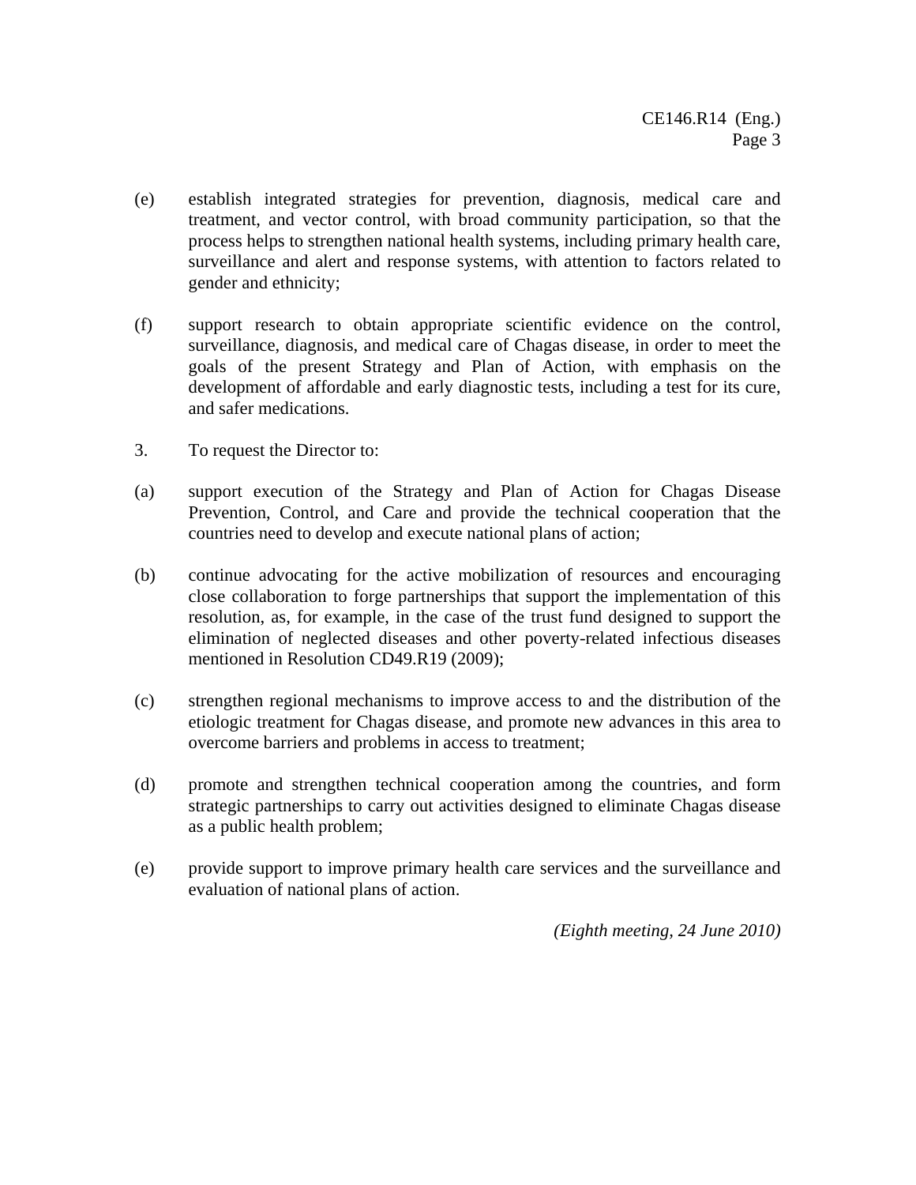(e) establish integrated strategies for prevention, diagnosis, medical care and treatment, and vector control, with broad community participation, so that the process helps to strengthen national health systems, including primary health care, surveillance and alert and response systems, with attention to factors related to gender and ethnicity;

(f) support research to obtain appropriate scientific evidence on the control, surveillance, diagnosis, and medical care of Chagas disease, in order to meet the goals of the present Strategy and Plan of Action, with emphasis on the development of affordable and early diagnostic tests, including a test for its cure, and safer medications.

3. To request the Director to:

(a) support execution of the Strategy and Plan of Action for Chagas Disease Prevention, Control, and Care and provide the technical cooperation that the countries need to develop and execute national plans of action;

(b) continue advocating for the active mobilization of resources and encouraging close collaboration to forge partnerships that support the implementation of this resolution, as, for example, in the case of the trust fund designed to support the elimination of neglected diseases and other poverty-related infectious diseases mentioned in Resolution CD49.R19 (2009);

(c) strengthen regional mechanisms to improve access to and the distribution of the etiologic treatment for Chagas disease, and promote new advances in this area to overcome barriers and problems in access to treatment;

(d) promote and strengthen technical cooperation among the countries, and form strategic partnerships to carry out activities designed to eliminate Chagas disease as a public health problem;

(e) provide support to improve primary health care services and the surveillance and evaluation of national plans of action.

*(Eighth meeting, 24 June 2010)*